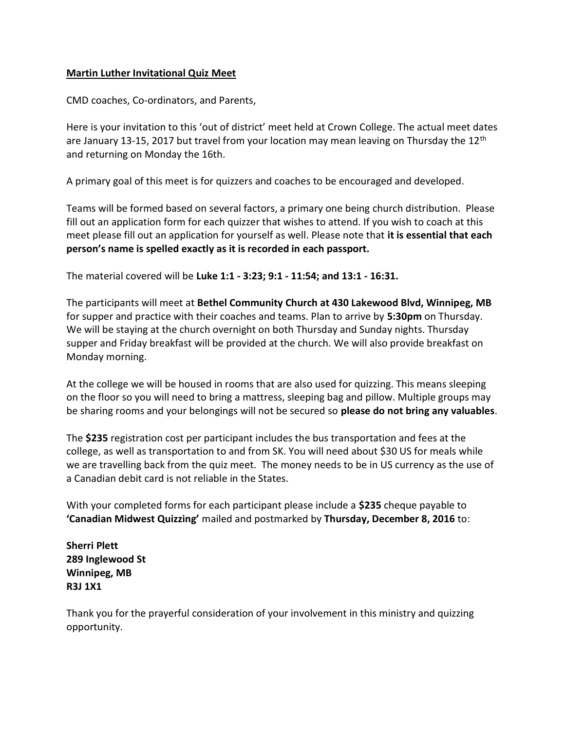**<u>Martin Luther Invitational Quiz Meet</u>**

CMD coaches, Co-ordinators, and Parents,

Here is your invitation to this 'out of district' meet held at Crown College. The actual meet dates are January 13-15, 2017 but travel from your location may mean leaving on Thursday the 12th and returning on Monday the 16th.

A primary goal of this meet is for quizzers and coaches to be encouraged and developed.

Teams will be formed based on several factors, a primary one being church distribution. Please fill out an application form for each quizzer that wishes to attend. If you wish to coach at this meet please fill out an application for yourself as well. Please note that **it is essential that each person's name is spelled exactly as it is recorded in each passport.**

The material covered will be **Luke 1:1 - 3:23; 9:1 - 11:54; and 13:1 - 16:31.**

The participants will meet at **Bethel Community Church at 430 Lakewood Blvd, Winnipeg, MB** for supper and practice with their coaches and teams. Plan to arrive by **5:30pm** on Thursday. We will be staying at the church overnight on both Thursday and Sunday nights. Thursday supper and Friday breakfast will be provided at the church. We will also provide breakfast on Monday morning.

At the college we will be housed in rooms that are also used for quizzing. This means sleeping on the floor so you will need to bring a mattress, sleeping bag and pillow. Multiple groups may be sharing rooms and your belongings will not be secured so **please do not bring any valuables**.

The **$235** registration cost per participant includes the bus transportation and fees at the college, as well as transportation to and from SK. You will need about $30 US for meals while we are travelling back from the quiz meet. The money needs to be in US currency as the use of a Canadian debit card is not reliable in the States.

With your completed forms for each participant please include a **$235** cheque payable to **'Canadian Midwest Quizzing'** mailed and postmarked by **Thursday, December 8, 2016** to:

**Sherri Plett**
**289 Inglewood St**
**Winnipeg, MB**
**R3J 1X1**

Thank you for the prayerful consideration of your involvement in this ministry and quizzing opportunity.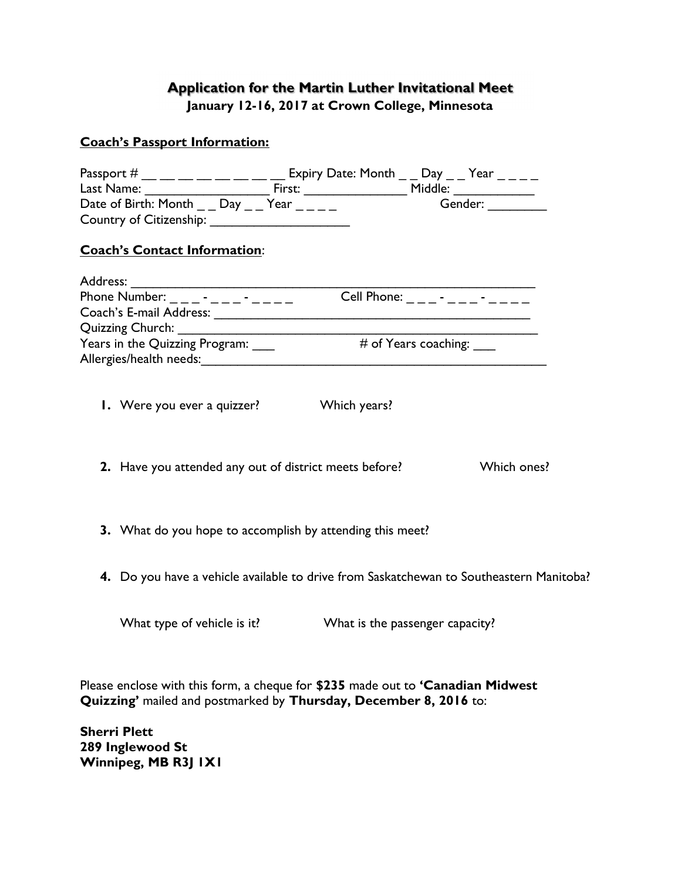## **Application for the Martin Luther Invitational Meet**

**January 12-16, 2017 at Crown College, Minnesota**

**Coach's Passport Information:**

Passport # __ __ __ __ __ __ __ __ Expiry Date: Month _ _ Day _ _ Year _ _ _ _
Last Name: _________________ First: ______________ Middle: ___________
Date of Birth: Month _ _ Day _ _ Year _ _ _ _ Gender: ________
Country of Citizenship: ___________________

**Coach's Contact Information**:

Address: ________________________________________________________
Phone Number: _ _ _ - _ _ _ - _ _ _ _ Cell Phone: _ _ _ - _ _ _ - _ _ _ _
Coach's E-mail Address: ___________________________________________
Quizzing Church: ________________________________________________
Years in the Quizzing Program: ___ # of Years coaching: ___
Allergies/health needs:_____________________________________________

1. Were you ever a quizzer? Which years?

2. Have you attended any out of district meets before? Which ones?

3. What do you hope to accomplish by attending this meet?

4. Do you have a vehicle available to drive from Saskatchewan to Southeastern Manitoba?

   What type of vehicle is it? What is the passenger capacity?

Please enclose with this form, a cheque for **$235** made out to **'Canadian Midwest Quizzing'** mailed and postmarked by **Thursday, December 8, 2016** to:

**Sherri Plett**
**289 Inglewood St**
**Winnipeg, MB R3J 1X1**